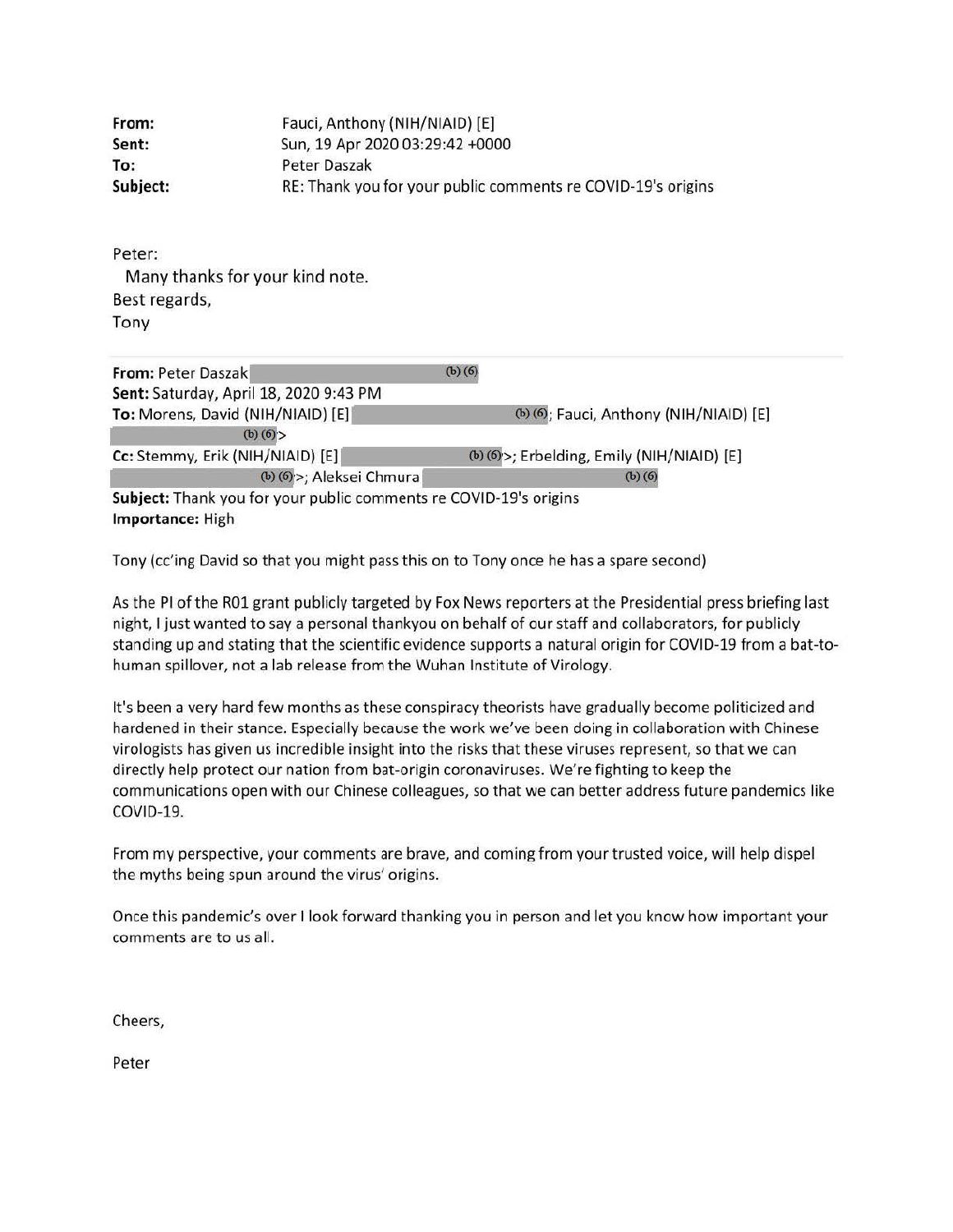**From:** Fauci, Anthony (NIH/NIAID) [E]
**Sent:** Sun, 19 Apr 2020 03:29:42 +0000
**To:** Peter Daszak
**Subject:** RE: Thank you for your public comments re COVID-19's origins

Peter:
Many thanks for your kind note.
Best regards,
Tony

---

**From:** Peter Daszak (b) (6)
**Sent:** Saturday, April 18, 2020 9:43 PM
**To:** Morens, David (NIH/NIAID) [E] (b) (6); Fauci, Anthony (NIH/NIAID) [E] (b) (6)>
**Cc:** Stemmy, Erik (NIH/NIAID) [E] (b) (6)>; Erbelding, Emily (NIH/NIAID) [E] (b) (6)>; Aleksei Chmura (b) (6)
**Subject:** Thank you for your public comments re COVID-19's origins
**Importance:** High

Tony (cc'ing David so that you might pass this on to Tony once he has a spare second)

As the PI of the R01 grant publicly targeted by Fox News reporters at the Presidential press briefing last night, I just wanted to say a personal thankyou on behalf of our staff and collaborators, for publicly standing up and stating that the scientific evidence supports a natural origin for COVID-19 from a bat-to-human spillover, not a lab release from the Wuhan Institute of Virology.

It's been a very hard few months as these conspiracy theorists have gradually become politicized and hardened in their stance. Especially because the work we've been doing in collaboration with Chinese virologists has given us incredible insight into the risks that these viruses represent, so that we can directly help protect our nation from bat-origin coronaviruses. We're fighting to keep the communications open with our Chinese colleagues, so that we can better address future pandemics like COVID-19.

From my perspective, your comments are brave, and coming from your trusted voice, will help dispel the myths being spun around the virus' origins.

Once this pandemic's over I look forward thanking you in person and let you know how important your comments are to us all.

Cheers,

Peter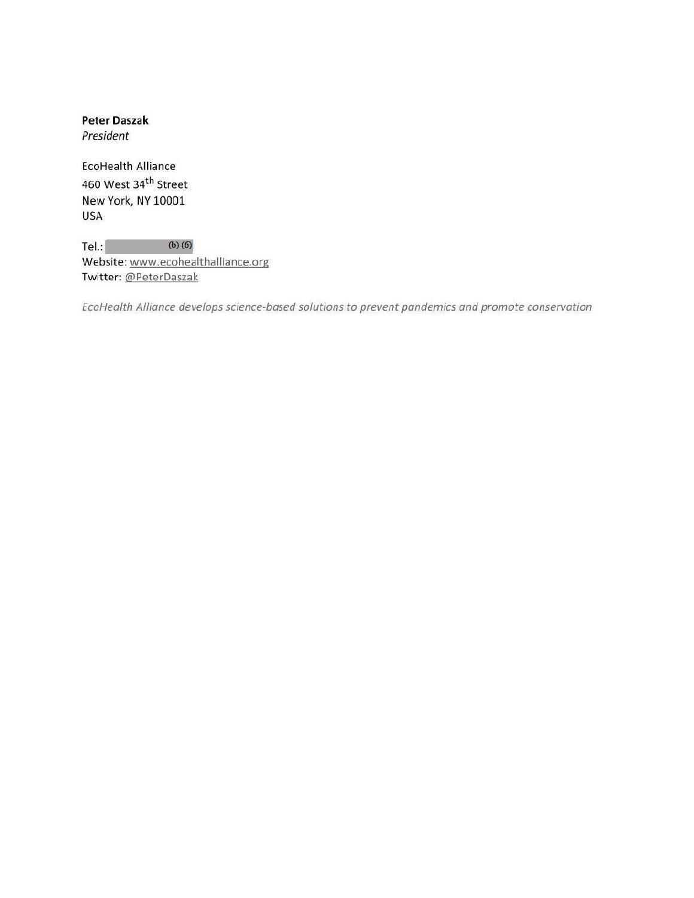**Peter Daszak**
*President*

EcoHealth Alliance
460 West 34th Street
New York, NY 10001
USA

Tel.: (b) (6)
Website: www.ecohealthalliance.org
Twitter: @PeterDaszak

*EcoHealth Alliance develops science-based solutions to prevent pandemics and promote conservation*